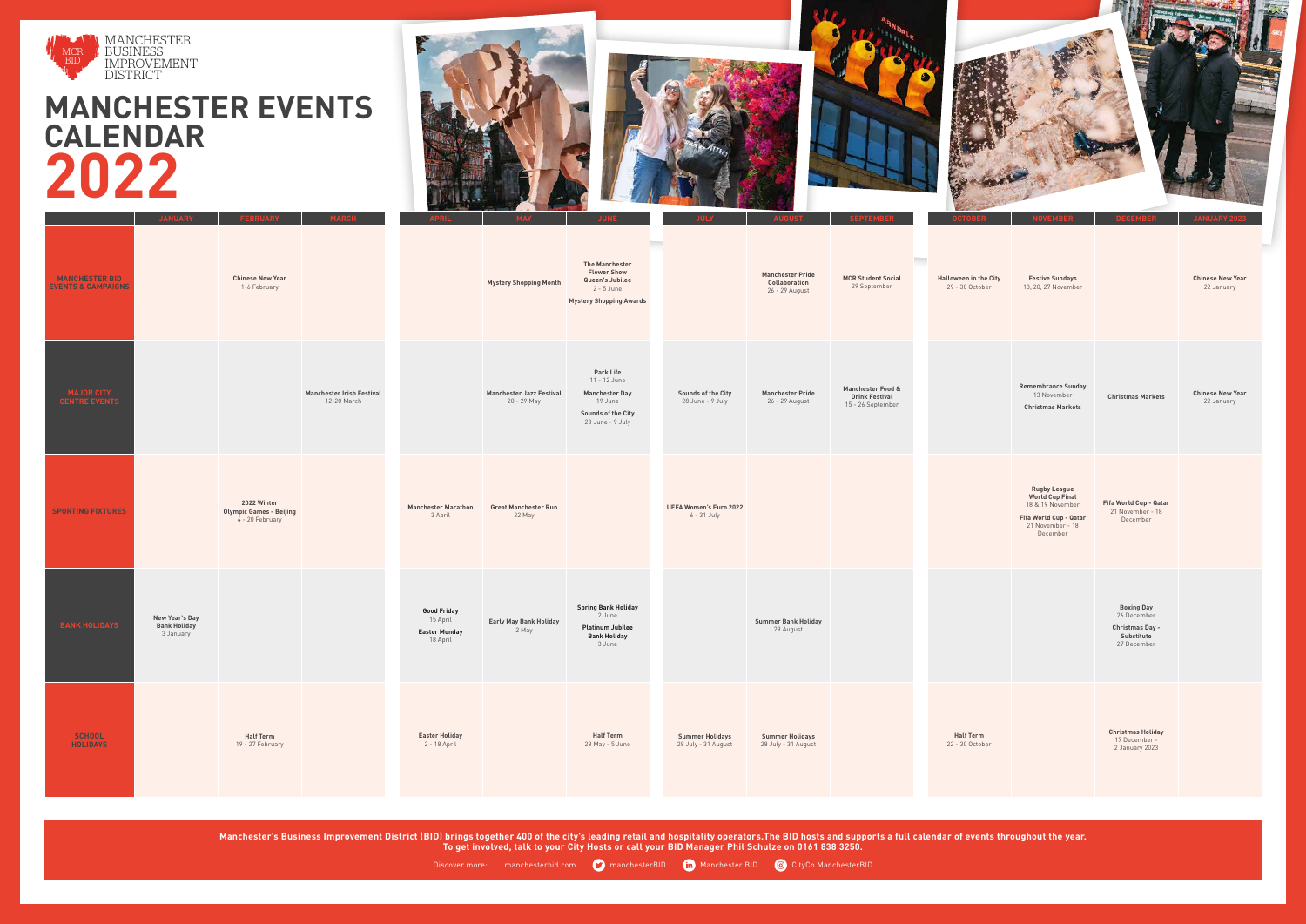MANCHESTER BUSINESS IMPROVEMENT DISTRICT

# MANCHESTER EVENTS CALENDAR 2022

| | JANUARY | FEBRUARY | MARCH | APRIL | MAY | JUNE | JULY | AUGUST | SEPTEMBER | OCTOBER | NOVEMBER | DECEMBER | JANUARY 2023 |
|---|---|---|---|---|---|---|---|---|---|---|---|---|---|
| **MANCHESTER BID EVENTS & CAMPAIGNS** | | **Chinese New Year** 1-6 February | | | **Mystery Shopping Month** | **The Manchester Flower Show Queen's Jubilee** 2 - 5 June **Mystery Shopping Awards** | | **Manchester Pride Collaboration** 26 - 29 August | **MCR Student Social** 29 September | **Halloween in the City** 29 - 30 October | **Festive Sundays** 13, 20, 27 November | | **Chinese New Year** 22 January |
| **MAJOR CITY CENTRE EVENTS** | | | **Manchester Irish Festival** 12-20 March | | **Manchester Jazz Festival** 20 - 29 May | **Park Life** 11 - 12 June **Manchester Day** 19 June **Sounds of the City** 28 June - 9 July | **Sounds of the City** 28 June - 9 July | **Manchester Pride** 26 - 29 August | **Manchester Food & Drink Festival** 15 - 26 September | | **Remembrance Sunday** 13 November **Christmas Markets** | **Christmas Markets** | **Chinese New Year** 22 January |
| **SPORTING FIXTURES** | | **2022 Winter Olympic Games - Beijing** 4 - 20 February | | **Manchester Marathon** 3 April | **Great Manchester Run** 22 May | | **UEFA Women's Euro 2022** 6 - 31 July | | | | **Rugby League World Cup Final** 18 & 19 November **Fifa World Cup - Qatar** 21 November - 18 December | **Fifa World Cup - Qatar** 21 November - 18 December | |
| **BANK HOLIDAYS** | **New Year's Day Bank Holiday** 3 January | | | **Good Friday** 15 April **Easter Monday** 18 April | **Early May Bank Holiday** 2 May | **Spring Bank Holiday** 2 June **Platinum Jubilee Bank Holiday** 3 June | | **Summer Bank Holiday** 29 August | | | | **Boxing Day** 26 December **Christmas Day - Substitute** 27 December | |
| **SCHOOL HOLIDAYS** | | **Half Term** 19 - 27 February | | **Easter Holiday** 2 - 18 April | | **Half Term** 28 May - 5 June | **Summer Holidays** 28 July - 31 August | **Summer Holidays** 28 July - 31 August | | **Half Term** 22 - 30 October | | **Christmas Holiday** 17 December - 2 January 2023 | |

**Manchester's Business Improvement District (BID) brings together 400 of the city's leading retail and hospitality operators.The BID hosts and supports a full calendar of events throughout the year. To get involved, talk to your City Hosts or call your BID Manager Phil Schulze on 0161 838 3250.**

Discover more: manchesterbid.com manchesterBID Manchester BID CityCo.ManchesterBID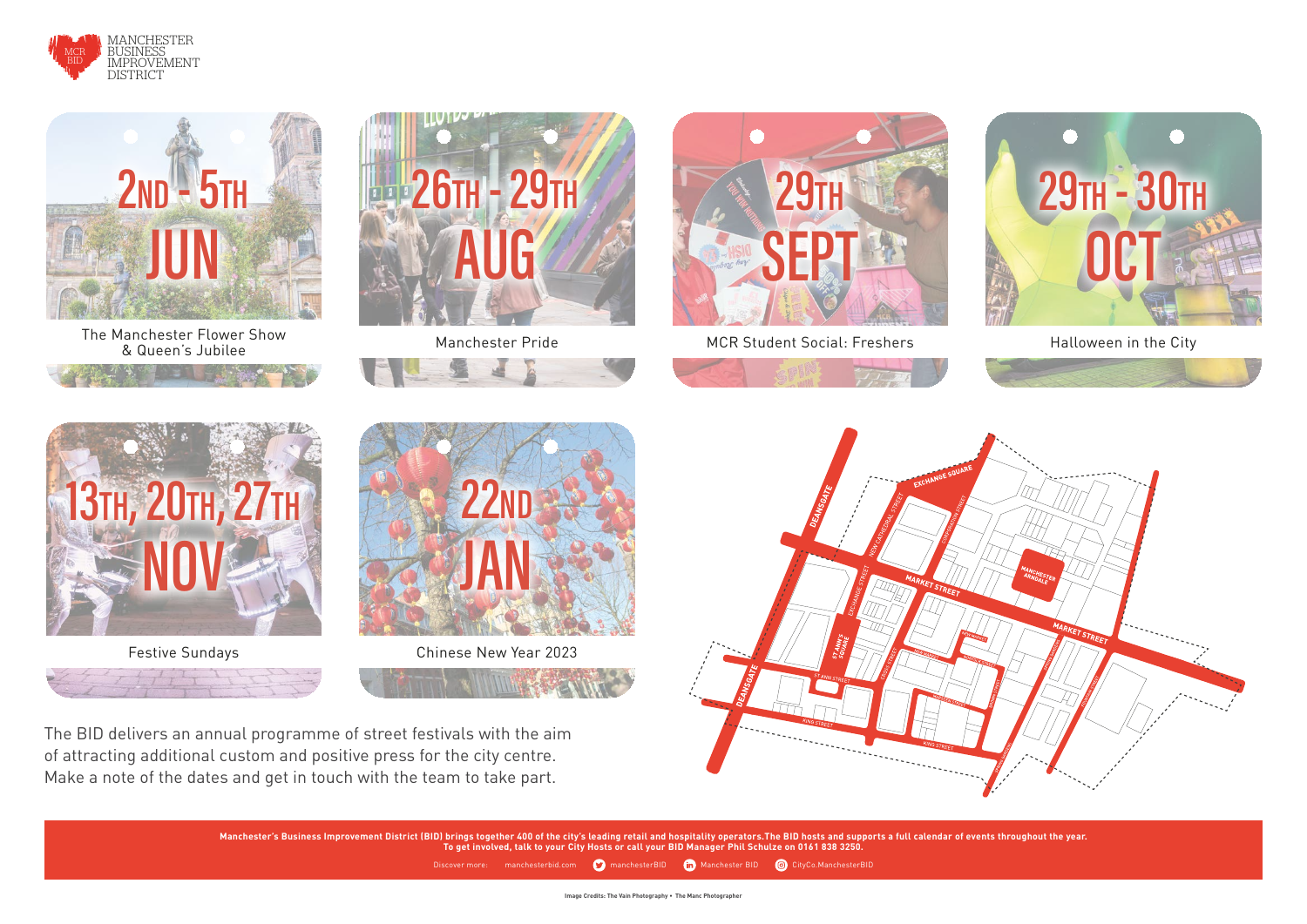MANCHESTER BUSINESS IMPROVEMENT DISTRICT

**2ND - 5TH JUN**

The Manchester Flower Show & Queen's Jubilee

**26TH - 29TH AUG**

Manchester Pride

**29TH SEPT**

MCR Student Social: Freshers

**29TH - 30TH OCT**

Halloween in the City

**13TH, 20TH, 27TH NOV**

Festive Sundays

**22ND JAN**

Chinese New Year 2023

The BID delivers an annual programme of street festivals with the aim of attracting additional custom and positive press for the city centre. Make a note of the dates and get in touch with the team to take part.

DEANSGATE
EXCHANGE SQUARE
NEW CATHEDRAL STREET
CORPORATION STREET
MARKET STREET
MANCHESTER ARNDALE
EXCHANGE STREET
ST ANN'S SQUARE
ST ANN STREET
KING STREET

**Manchester's Business Improvement District (BID) brings together 400 of the city's leading retail and hospitality operators. The BID hosts and supports a full calendar of events throughout the year. To get involved, talk to your City Hosts or call your BID Manager Phil Schulze on 0161 838 3250.**

Discover more: manchesterbid.com | manchesterBID | Manchester BID | CityCo.ManchesterBID

Image Credits: The Vain Photography • The Manc Photographer